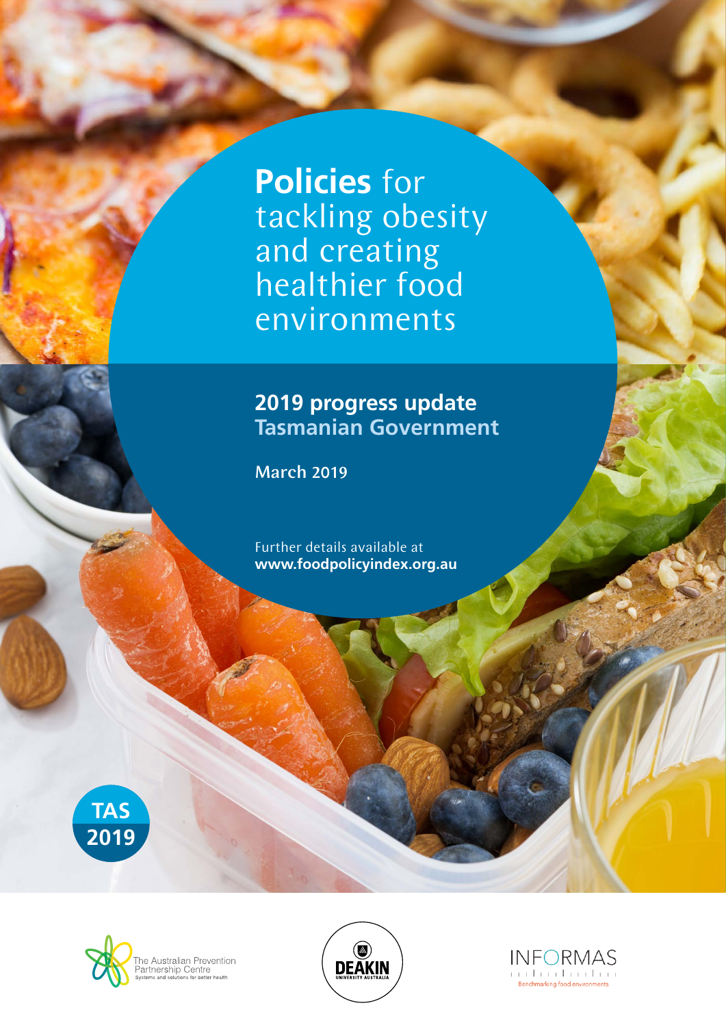# **Policies** for tackling obesity and creating healthier food environments

## 2019 progress update
## Tasmanian Government

**March 2019**

Further details available at
**www.foodpolicyindex.org.au**

TAS 2019

The Australian Prevention Partnership Centre
Systems and solutions for better health

DEAKIN UNIVERSITY AUSTRALIA

INFORMAS
Benchmarking food environments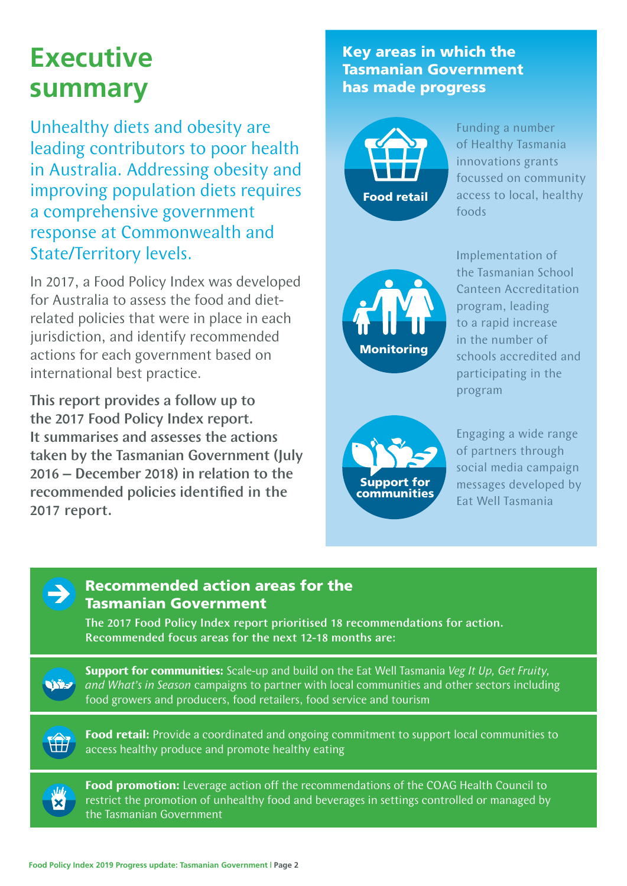# Executive summary

Unhealthy diets and obesity are leading contributors to poor health in Australia. Addressing obesity and improving population diets requires a comprehensive government response at Commonwealth and State/Territory levels.

In 2017, a Food Policy Index was developed for Australia to assess the food and diet-related policies that were in place in each jurisdiction, and identify recommended actions for each government based on international best practice.

**This report provides a follow up to the 2017 Food Policy Index report. It summarises and assesses the actions taken by the Tasmanian Government (July 2016 – December 2018) in relation to the recommended policies identified in the 2017 report.**

## Key areas in which the Tasmanian Government has made progress

**Food retail**

Funding a number of Healthy Tasmania innovations grants focussed on community access to local, healthy foods

**Monitoring**

Implementation of the Tasmanian School Canteen Accreditation program, leading to a rapid increase in the number of schools accredited and participating in the program

**Support for communities**

Engaging a wide range of partners through social media campaign messages developed by Eat Well Tasmania

## Recommended action areas for the Tasmanian Government

**The 2017 Food Policy Index report prioritised 18 recommendations for action. Recommended focus areas for the next 12-18 months are:**

**Support for communities:** Scale-up and build on the Eat Well Tasmania *Veg It Up, Get Fruity, and What's in Season* campaigns to partner with local communities and other sectors including food growers and producers, food retailers, food service and tourism

**Food retail:** Provide a coordinated and ongoing commitment to support local communities to access healthy produce and promote healthy eating

**Food promotion:** Leverage action off the recommendations of the COAG Health Council to restrict the promotion of unhealthy food and beverages in settings controlled or managed by the Tasmanian Government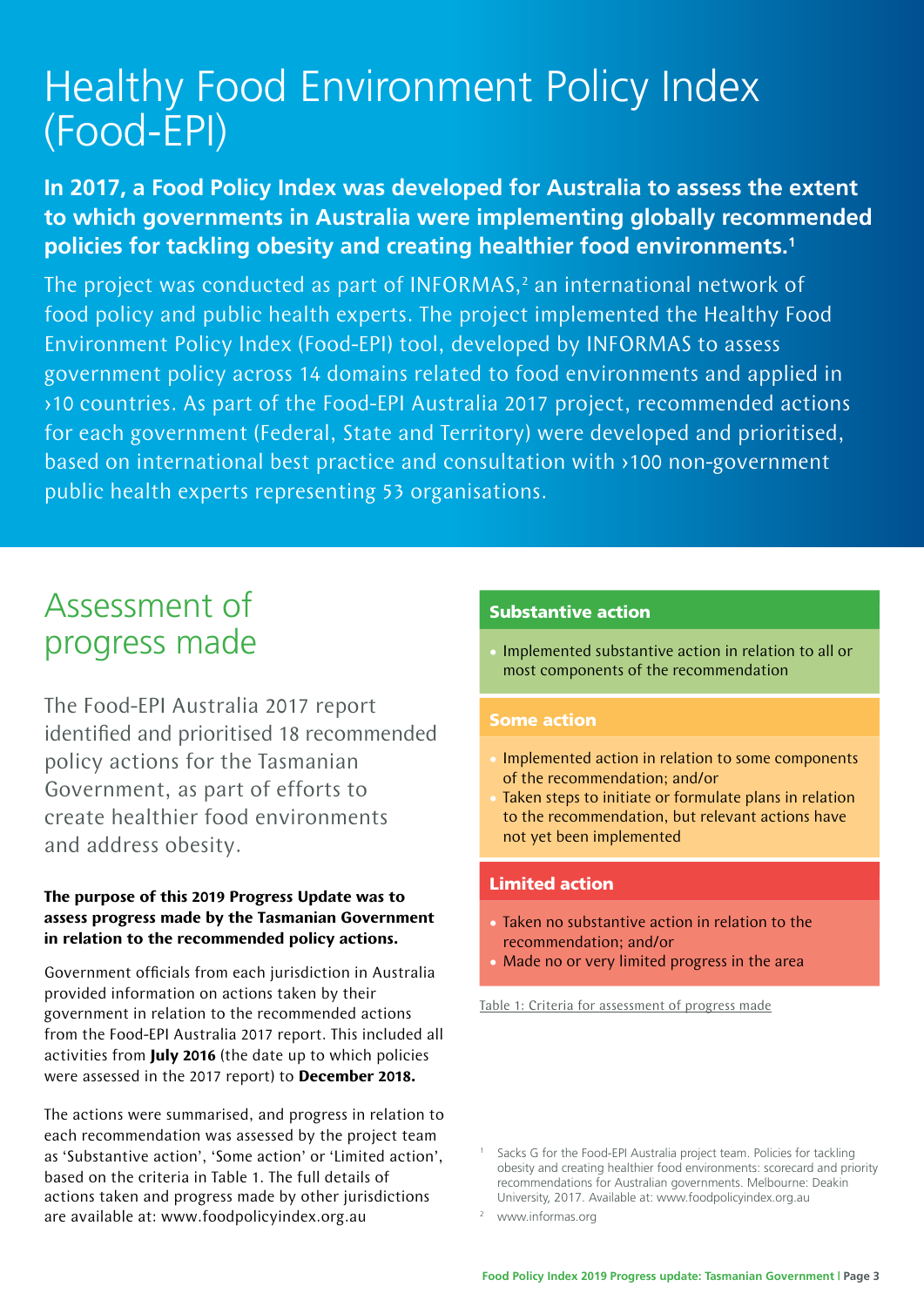# Healthy Food Environment Policy Index (Food-EPI)

**In 2017, a Food Policy Index was developed for Australia to assess the extent to which governments in Australia were implementing globally recommended policies for tackling obesity and creating healthier food environments.[1]**

The project was conducted as part of INFORMAS,[2] an international network of food policy and public health experts. The project implemented the Healthy Food Environment Policy Index (Food-EPI) tool, developed by INFORMAS to assess government policy across 14 domains related to food environments and applied in >10 countries. As part of the Food-EPI Australia 2017 project, recommended actions for each government (Federal, State and Territory) were developed and prioritised, based on international best practice and consultation with >100 non-government public health experts representing 53 organisations.

## Assessment of progress made

The Food-EPI Australia 2017 report identified and prioritised 18 recommended policy actions for the Tasmanian Government, as part of efforts to create healthier food environments and address obesity.

**The purpose of this 2019 Progress Update was to assess progress made by the Tasmanian Government in relation to the recommended policy actions.**

Government officials from each jurisdiction in Australia provided information on actions taken by their government in relation to the recommended actions from the Food-EPI Australia 2017 report. This included all activities from **July 2016** (the date up to which policies were assessed in the 2017 report) to **December 2018.**

The actions were summarised, and progress in relation to each recommendation was assessed by the project team as 'Substantive action', 'Some action' or 'Limited action', based on the criteria in Table 1. The full details of actions taken and progress made by other jurisdictions are available at: www.foodpolicyindex.org.au

| Substantive action |
| --- |
| • Implemented substantive action in relation to all or most components of the recommendation |
| **Some action** |
| • Implemented action in relation to some components of the recommendation; and/or<br>• Taken steps to initiate or formulate plans in relation to the recommendation, but relevant actions have not yet been implemented |
| **Limited action** |
| • Taken no substantive action in relation to the recommendation; and/or<br>• Made no or very limited progress in the area |

Table 1: Criteria for assessment of progress made

[1] Sacks G for the Food-EPI Australia project team. Policies for tackling obesity and creating healthier food environments: scorecard and priority recommendations for Australian governments. Melbourne: Deakin University, 2017. Available at: www.foodpolicyindex.org.au

[2] www.informas.org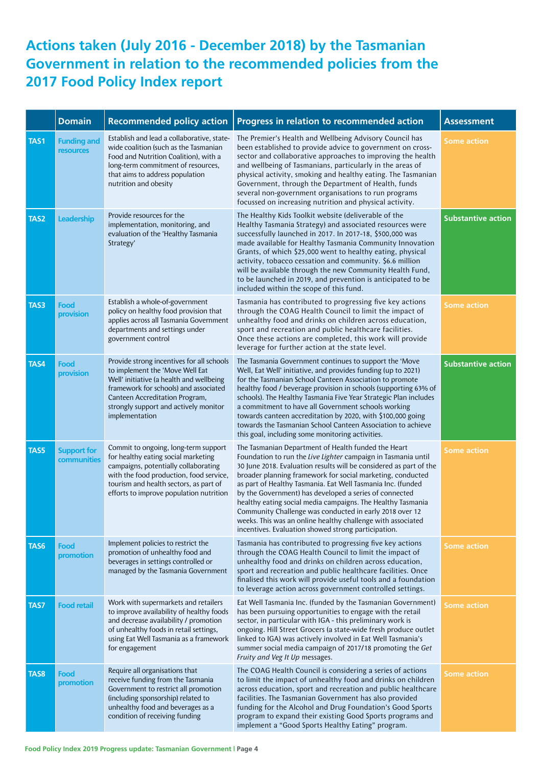# Actions taken (July 2016 - December 2018) by the Tasmanian Government in relation to the recommended policies from the 2017 Food Policy Index report

| | Domain | Recommended policy action | Progress in relation to recommended action | Assessment |
|---|---|---|---|---|
| TAS1 | Funding and resources | Establish and lead a collaborative, state-wide coalition (such as the Tasmanian Food and Nutrition Coalition), with a long-term commitment of resources, that aims to address population nutrition and obesity | The Premier's Health and Wellbeing Advisory Council has been established to provide advice to government on cross-sector and collaborative approaches to improving the health and wellbeing of Tasmanians, particularly in the areas of physical activity, smoking and healthy eating. The Tasmanian Government, through the Department of Health, funds several non-government organisations to run programs focussed on increasing nutrition and physical activity. | Some action |
| TAS2 | Leadership | Provide resources for the implementation, monitoring, and evaluation of the 'Healthy Tasmania Strategy' | The Healthy Kids Toolkit website (deliverable of the Healthy Tasmania Strategy) and associated resources were successfully launched in 2017. In 2017-18, $500,000 was made available for Healthy Tasmania Community Innovation Grants, of which $25,000 went to healthy eating, physical activity, tobacco cessation and community. $6.6 million will be available through the new Community Health Fund, to be launched in 2019, and prevention is anticipated to be included within the scope of this fund. | Substantive action |
| TAS3 | Food provision | Establish a whole-of-government policy on healthy food provision that applies across all Tasmania Government departments and settings under government control | Tasmania has contributed to progressing five key actions through the COAG Health Council to limit the impact of unhealthy food and drinks on children across education, sport and recreation and public healthcare facilities. Once these actions are completed, this work will provide leverage for further action at the state level. | Some action |
| TAS4 | Food provision | Provide strong incentives for all schools to implement the 'Move Well Eat Well' initiative (a health and wellbeing framework for schools) and associated Canteen Accreditation Program, strongly support and actively monitor implementation | The Tasmania Government continues to support the 'Move Well, Eat Well' initiative, and provides funding (up to 2021) for the Tasmanian School Canteen Association to promote healthy food / beverage provision in schools (supporting 63% of schools). The Healthy Tasmania Five Year Strategic Plan includes a commitment to have all Government schools working towards canteen accreditation by 2020, with $100,000 going towards the Tasmanian School Canteen Association to achieve this goal, including some monitoring activities. | Substantive action |
| TAS5 | Support for communities | Commit to ongoing, long-term support for healthy eating social marketing campaigns, potentially collaborating with the food production, food service, tourism and health sectors, as part of efforts to improve population nutrition | The Tasmanian Department of Health funded the Heart Foundation to run the *Live Lighter* campaign in Tasmania until 30 June 2018. Evaluation results will be considered as part of the broader planning framework for social marketing, conducted as part of Healthy Tasmania. Eat Well Tasmania Inc. (funded by the Government) has developed a series of connected healthy eating social media campaigns. The Healthy Tasmania Community Challenge was conducted in early 2018 over 12 weeks. This was an online healthy challenge with associated incentives. Evaluation showed strong participation. | Some action |
| TAS6 | Food promotion | Implement policies to restrict the promotion of unhealthy food and beverages in settings controlled or managed by the Tasmania Government | Tasmania has contributed to progressing five key actions through the COAG Health Council to limit the impact of unhealthy food and drinks on children across education, sport and recreation and public healthcare facilities. Once finalised this work will provide useful tools and a foundation to leverage action across government controlled settings. | Some action |
| TAS7 | Food retail | Work with supermarkets and retailers to improve availability of healthy foods and decrease availability / promotion of unhealthy foods in retail settings, using Eat Well Tasmania as a framework for engagement | Eat Well Tasmania Inc. (funded by the Tasmanian Government) has been pursuing opportunities to engage with the retail sector, in particular with IGA - this preliminary work is ongoing. Hill Street Grocers (a state-wide fresh produce outlet linked to IGA) was actively involved in Eat Well Tasmania's summer social media campaign of 2017/18 promoting the *Get Fruity and Veg It Up* messages. | Some action |
| TAS8 | Food promotion | Require all organisations that receive funding from the Tasmania Government to restrict all promotion (including sponsorship) related to unhealthy food and beverages as a condition of receiving funding | The COAG Health Council is considering a series of actions to limit the impact of unhealthy food and drinks on children across education, sport and recreation and public healthcare facilities. The Tasmanian Government has also provided funding for the Alcohol and Drug Foundation's Good Sports program to expand their existing Good Sports programs and implement a "Good Sports Healthy Eating" program. | Some action |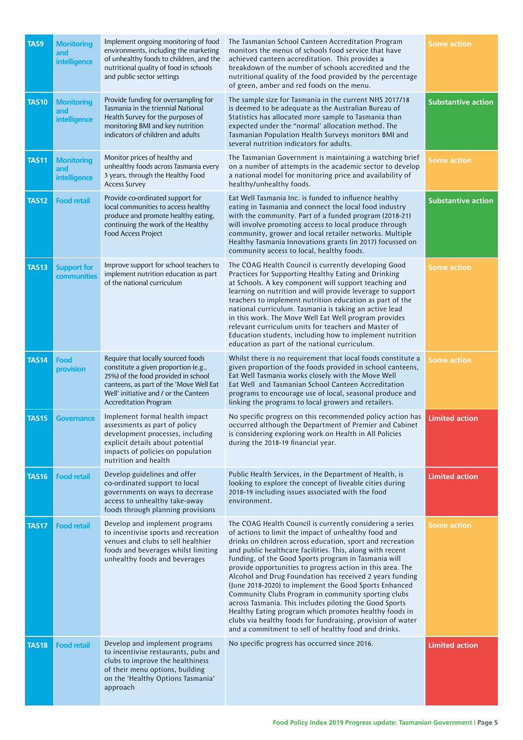| | | | | |
|---|---|---|---|---|
| TAS9 | Monitoring and intelligence | Implement ongoing monitoring of food environments, including the marketing of unhealthy foods to children, and the nutritional quality of food in schools and public sector settings | The Tasmanian School Canteen Accreditation Program monitors the menus of schools food service that have achieved canteen accreditation. This provides a breakdown of the number of schools accredited and the nutritional quality of the food provided by the percentage of green, amber and red foods on the menu. | Some action |
| TAS10 | Monitoring and intelligence | Provide funding for oversampling for Tasmania in the triennial National Health Survey for the purposes of monitoring BMI and key nutrition indicators of children and adults | The sample size for Tasmania in the current NHS 2017/18 is deemed to be adequate as the Australian Bureau of Statistics has allocated more sample to Tasmania than expected under the "normal' allocation method. The Tasmanian Population Health Surveys monitors BMI and several nutrition indicators for adults. | Substantive action |
| TAS11 | Monitoring and intelligence | Monitor prices of healthy and unhealthy foods across Tasmania every 3 years, through the Healthy Food Access Survey | The Tasmanian Government is maintaining a watching brief on a number of attempts in the academic sector to develop a national model for monitoring price and availability of healthy/unhealthy foods. | Some action |
| TAS12 | Food retail | Provide co-ordinated support for local communities to access healthy produce and promote healthy eating, continuing the work of the Healthy Food Access Project | Eat Well Tasmania Inc. is funded to influence healthy eating in Tasmania and connect the local food industry with the community. Part of a funded program (2018-21) will involve promoting access to local produce through community, grower and local retailer networks. Multiple Healthy Tasmania Innovations grants (in 2017) focussed on community access to local, healthy foods. | Substantive action |
| TAS13 | Support for communities | Improve support for school teachers to implement nutrition education as part of the national curriculum | The COAG Health Council is currently developing Good Practices for Supporting Healthy Eating and Drinking at Schools. A key component will support teaching and learning on nutrition and will provide leverage to support teachers to implement nutrition education as part of the national curriculum. Tasmania is taking an active lead in this work. The Move Well Eat Well program provides relevant curriculum units for teachers and Master of Education students, including how to implement nutrition education as part of the national curriculum. | Some action |
| TAS14 | Food provision | Require that locally sourced foods constitute a given proportion (e.g., 25%) of the food provided in school canteens, as part of the 'Move Well Eat Well' initiative and / or the Canteen Accreditation Program | Whilst there is no requirement that local foods constitute a given proportion of the foods provided in school canteens, Eat Well Tasmania works closely with the Move Well Eat Well and Tasmanian School Canteen Accreditation programs to encourage use of local, seasonal produce and linking the programs to local growers and retailers. | Some action |
| TAS15 | Governance | Implement formal health impact assessments as part of policy development processes, including explicit details about potential impacts of policies on population nutrition and health | No specific progress on this recommended policy action has occurred although the Department of Premier and Cabinet is considering exploring work on Health in All Policies during the 2018-19 financial year. | Limited action |
| TAS16 | Food retail | Develop guidelines and offer co-ordinated support to local governments on ways to decrease access to unhealthy take-away foods through planning provisions | Public Health Services, in the Department of Health, is looking to explore the concept of liveable cities during 2018-19 including issues associated with the food environment. | Limited action |
| TAS17 | Food retail | Develop and implement programs to incentivise sports and recreation venues and clubs to sell healthier foods and beverages whilst limiting unhealthy foods and beverages | The COAG Health Council is currently considering a series of actions to limit the impact of unhealthy food and drinks on children across education, sport and recreation and public healthcare facilities. This, along with recent funding, of the Good Sports program in Tasmania will provide opportunities to progress action in this area. The Alcohol and Drug Foundation has received 2 years funding (June 2018-2020) to implement the Good Sports Enhanced Community Clubs Program in community sporting clubs across Tasmania. This includes piloting the Good Sports Healthy Eating program which promotes healthy foods in clubs via healthy foods for fundraising, provision of water and a commitment to sell of healthy food and drinks. | Some action |
| TAS18 | Food retail | Develop and implement programs to incentivise restaurants, pubs and clubs to improve the healthiness of their menu options, building on the 'Healthy Options Tasmania' approach | No specific progress has occurred since 2016. | Limited action |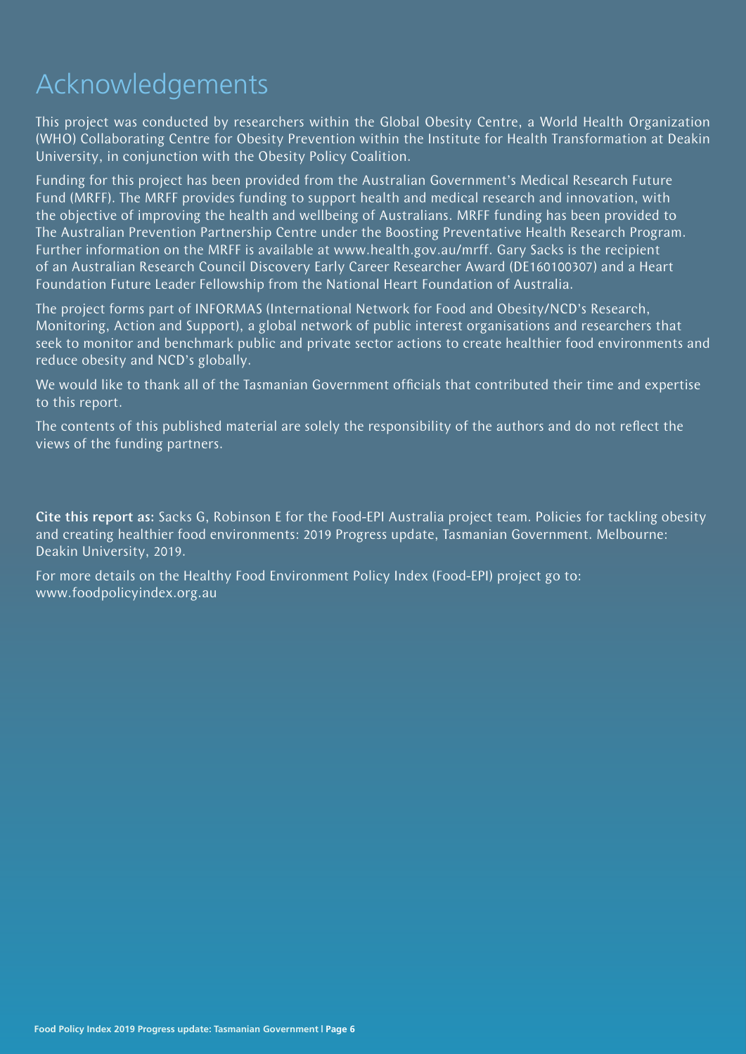# Acknowledgements

This project was conducted by researchers within the Global Obesity Centre, a World Health Organization (WHO) Collaborating Centre for Obesity Prevention within the Institute for Health Transformation at Deakin University, in conjunction with the Obesity Policy Coalition.

Funding for this project has been provided from the Australian Government's Medical Research Future Fund (MRFF). The MRFF provides funding to support health and medical research and innovation, with the objective of improving the health and wellbeing of Australians. MRFF funding has been provided to The Australian Prevention Partnership Centre under the Boosting Preventative Health Research Program. Further information on the MRFF is available at www.health.gov.au/mrff. Gary Sacks is the recipient of an Australian Research Council Discovery Early Career Researcher Award (DE160100307) and a Heart Foundation Future Leader Fellowship from the National Heart Foundation of Australia.

The project forms part of INFORMAS (International Network for Food and Obesity/NCD's Research, Monitoring, Action and Support), a global network of public interest organisations and researchers that seek to monitor and benchmark public and private sector actions to create healthier food environments and reduce obesity and NCD's globally.

We would like to thank all of the Tasmanian Government officials that contributed their time and expertise to this report.

The contents of this published material are solely the responsibility of the authors and do not reflect the views of the funding partners.

**Cite this report as:** Sacks G, Robinson E for the Food-EPI Australia project team. Policies for tackling obesity and creating healthier food environments: 2019 Progress update, Tasmanian Government. Melbourne: Deakin University, 2019.

For more details on the Healthy Food Environment Policy Index (Food-EPI) project go to: www.foodpolicyindex.org.au